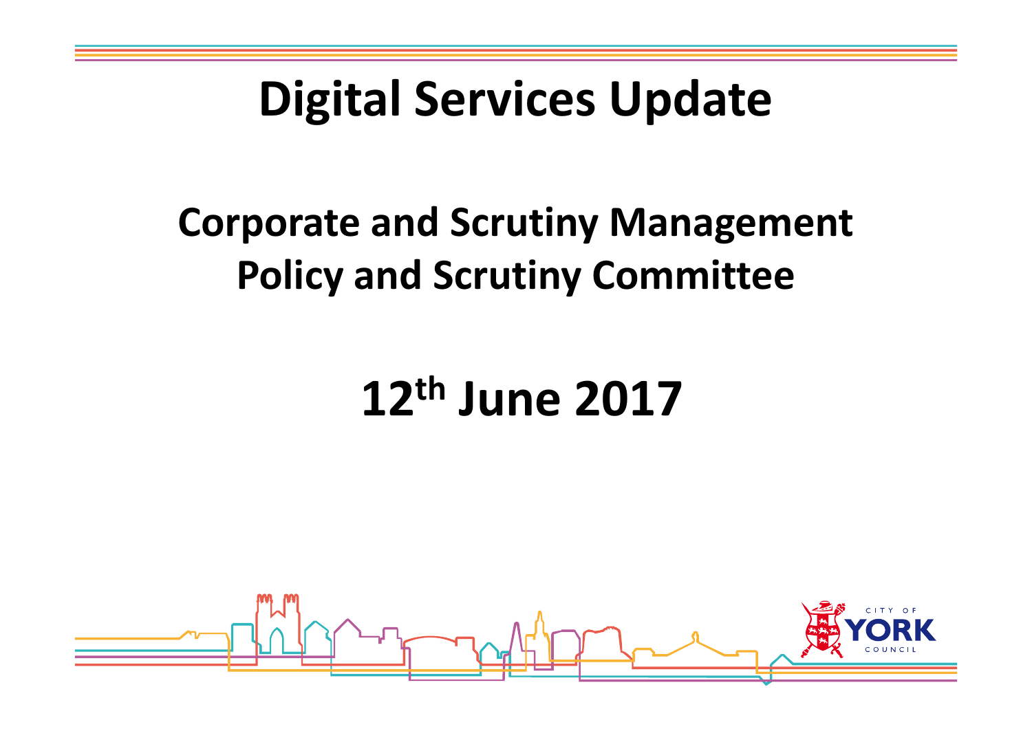# Digital Services Update

## Corporate and Scrutiny Management Policy and Scrutiny Committee

## 12th June 2017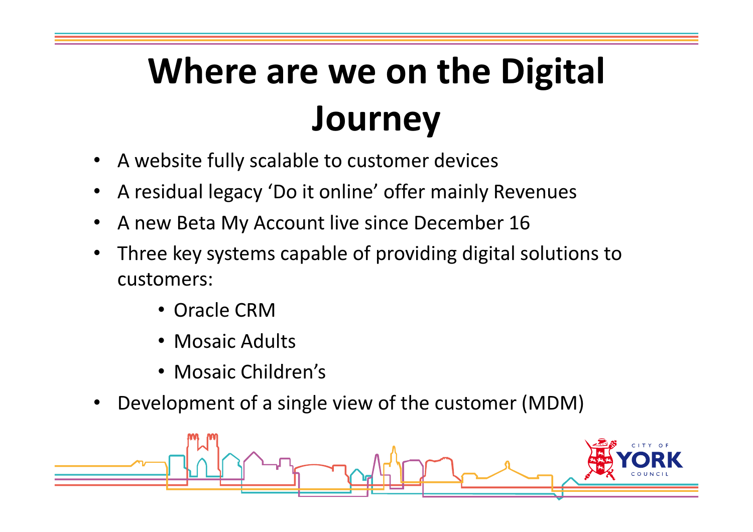# Where are we on the Digital Journey

- A website fully scalable to customer devices
- A residual legacy 'Do it online' offer mainly Revenues
- A new Beta My Account live since December 16
- Three key systems capable of providing digital solutions to customers:
  - Oracle CRM
  - Mosaic Adults
  - Mosaic Children's
- Development of a single view of the customer (MDM)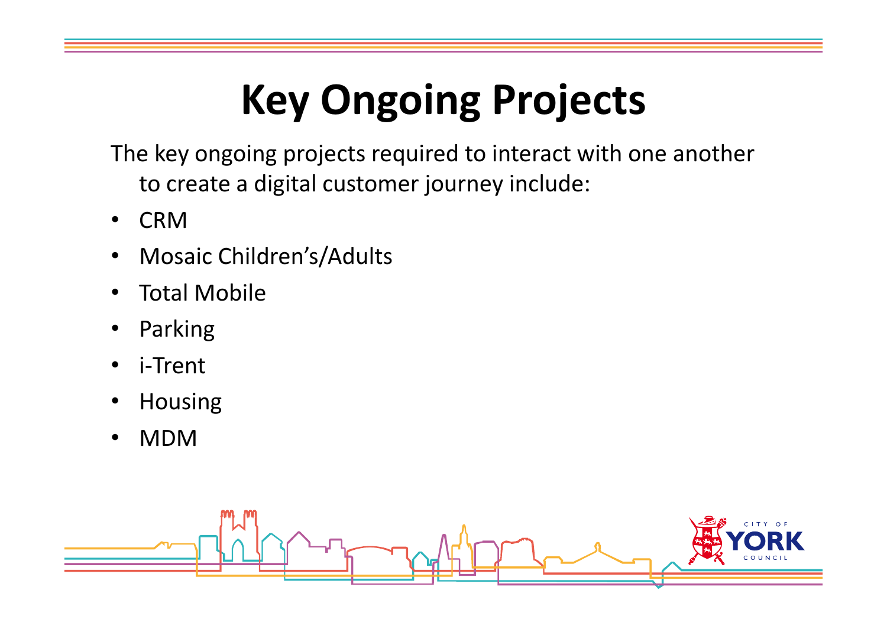# Key Ongoing Projects

The key ongoing projects required to interact with one another to create a digital customer journey include:

- CRM
- Mosaic Children's/Adults
- Total Mobile
- Parking
- i-Trent
- Housing
- MDM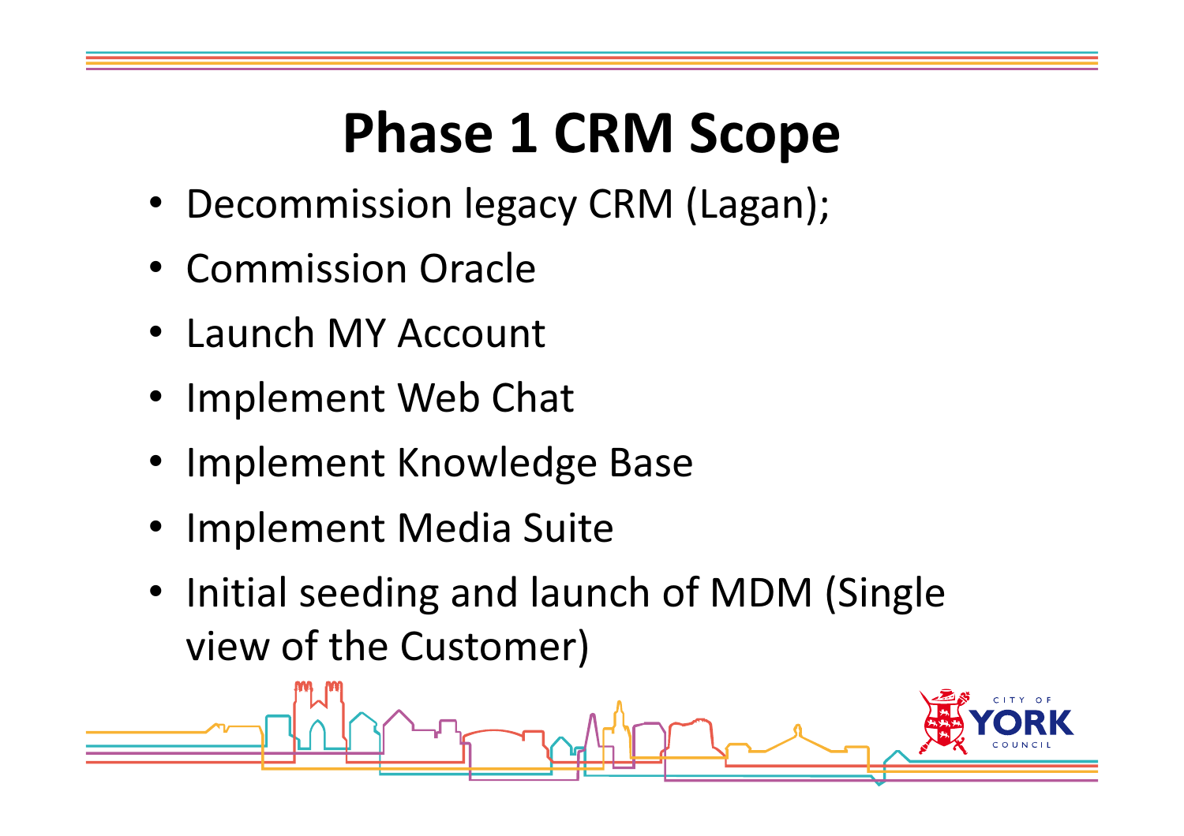# Phase 1 CRM Scope

- Decommission legacy CRM (Lagan);
- Commission Oracle
- Launch MY Account
- Implement Web Chat
- Implement Knowledge Base
- Implement Media Suite
- Initial seeding and launch of MDM (Single view of the Customer)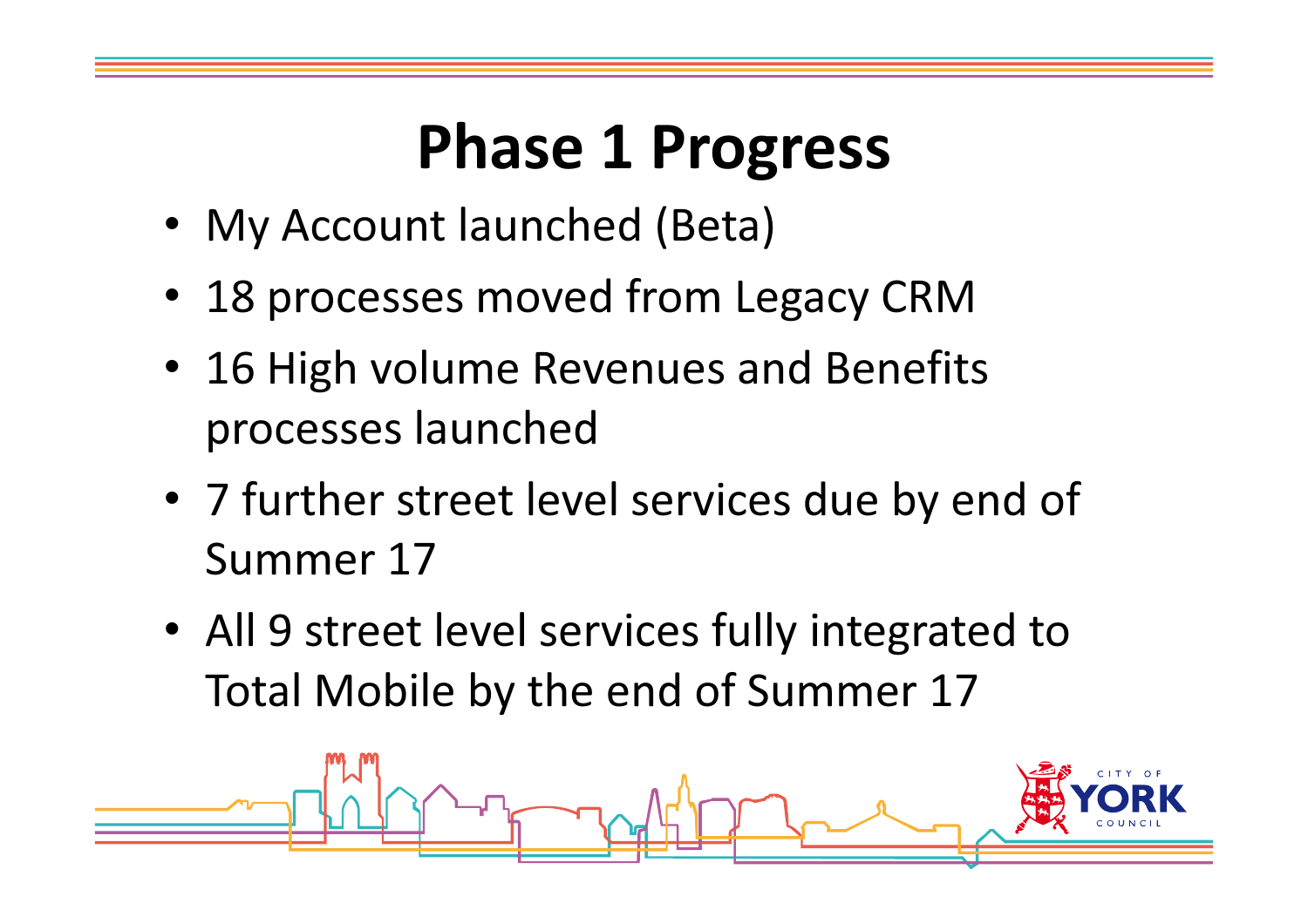# Phase 1 Progress

- My Account launched (Beta)
- 18 processes moved from Legacy CRM
- 16 High volume Revenues and Benefits processes launched
- 7 further street level services due by end of Summer 17
- All 9 street level services fully integrated to Total Mobile by the end of Summer 17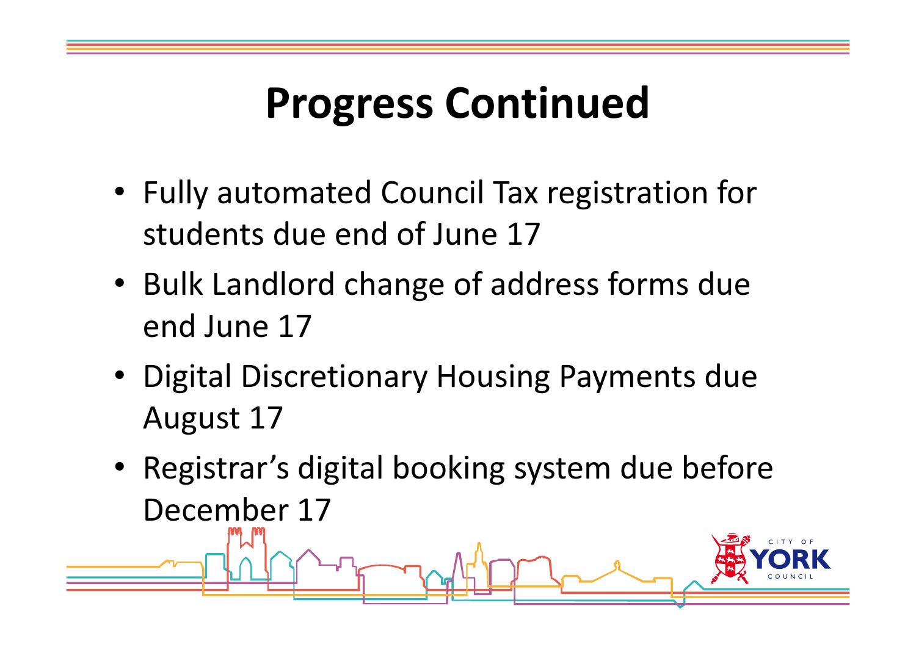# Progress Continued

- Fully automated Council Tax registration for students due end of June 17
- Bulk Landlord change of address forms due end June 17
- Digital Discretionary Housing Payments due August 17
- Registrar's digital booking system due before December 17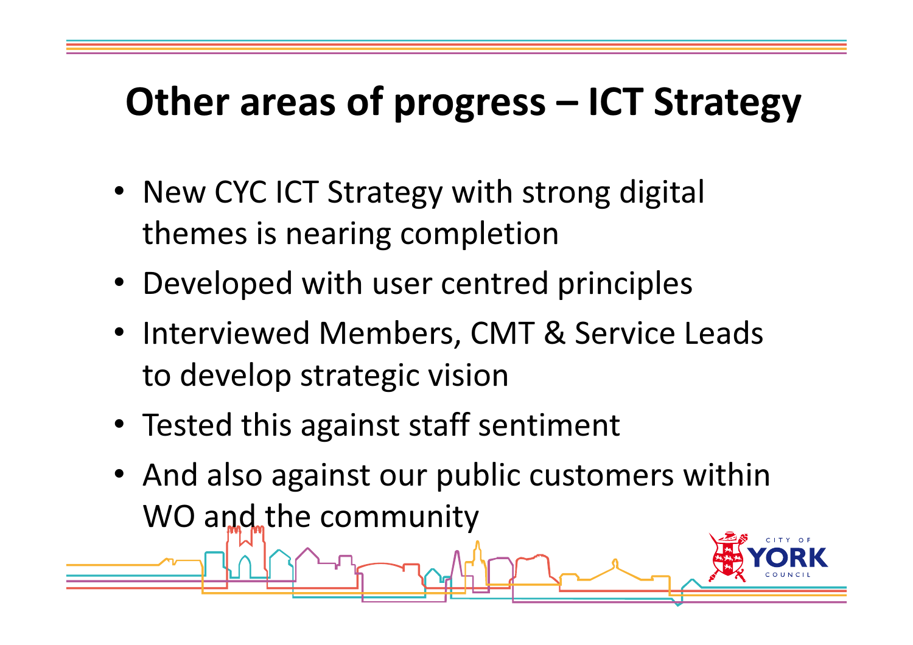# Other areas of progress – ICT Strategy

- New CYC ICT Strategy with strong digital themes is nearing completion
- Developed with user centred principles
- Interviewed Members, CMT & Service Leads to develop strategic vision
- Tested this against staff sentiment
- And also against our public customers within WO and the community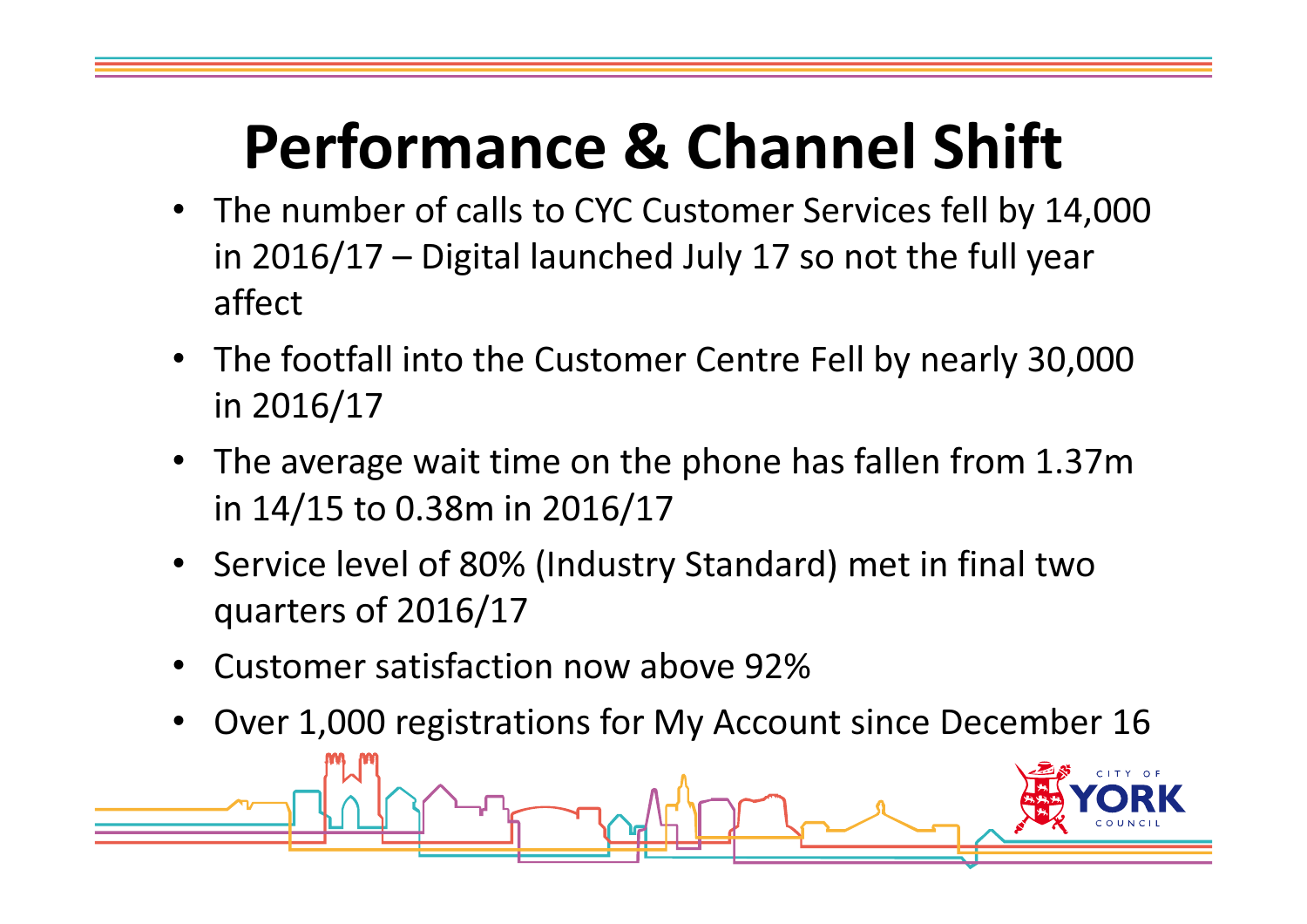# Performance & Channel Shift

- The number of calls to CYC Customer Services fell by 14,000 in 2016/17 – Digital launched July 17 so not the full year affect
- The footfall into the Customer Centre Fell by nearly 30,000 in 2016/17
- The average wait time on the phone has fallen from 1.37m in 14/15 to 0.38m in 2016/17
- Service level of 80% (Industry Standard) met in final two quarters of 2016/17
- Customer satisfaction now above 92%
- Over 1,000 registrations for My Account since December 16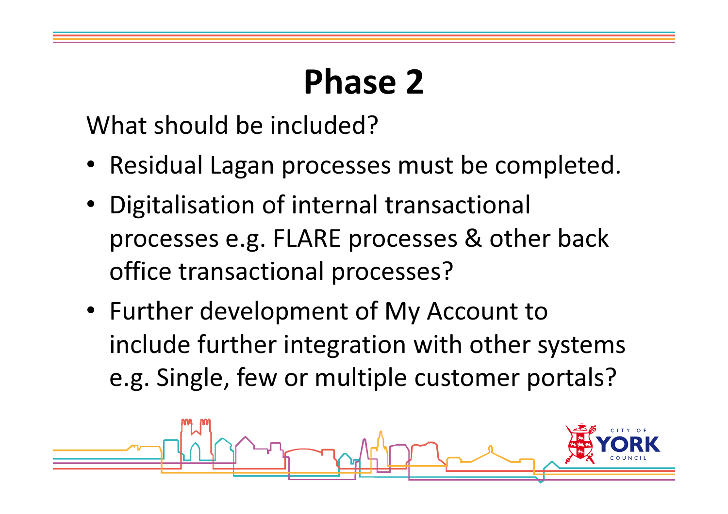# Phase 2

What should be included?

- Residual Lagan processes must be completed.
- Digitalisation of internal transactional processes e.g. FLARE processes & other back office transactional processes?
- Further development of My Account to include further integration with other systems e.g. Single, few or multiple customer portals?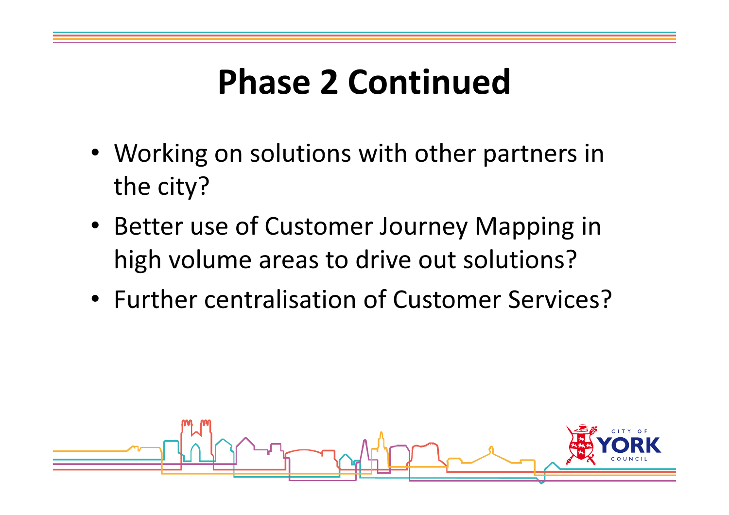# Phase 2 Continued

- Working on solutions with other partners in the city?
- Better use of Customer Journey Mapping in high volume areas to drive out solutions?
- Further centralisation of Customer Services?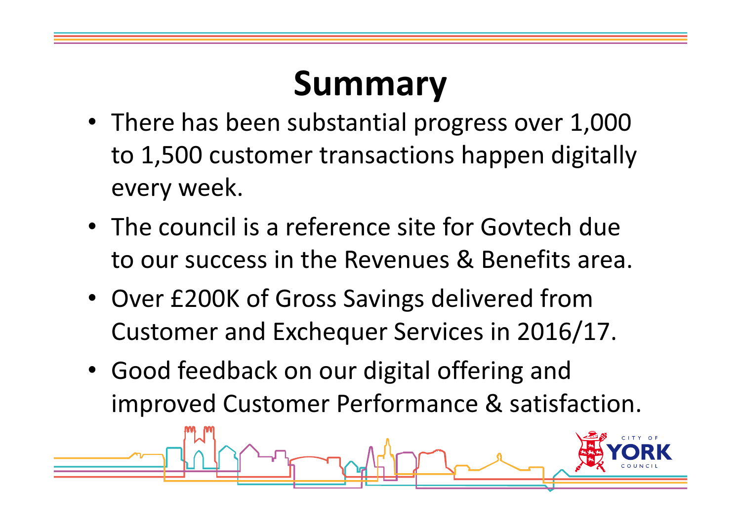# Summary

- There has been substantial progress over 1,000 to 1,500 customer transactions happen digitally every week.
- The council is a reference site for Govtech due to our success in the Revenues & Benefits area.
- Over £200K of Gross Savings delivered from Customer and Exchequer Services in 2016/17.
- Good feedback on our digital offering and improved Customer Performance & satisfaction.